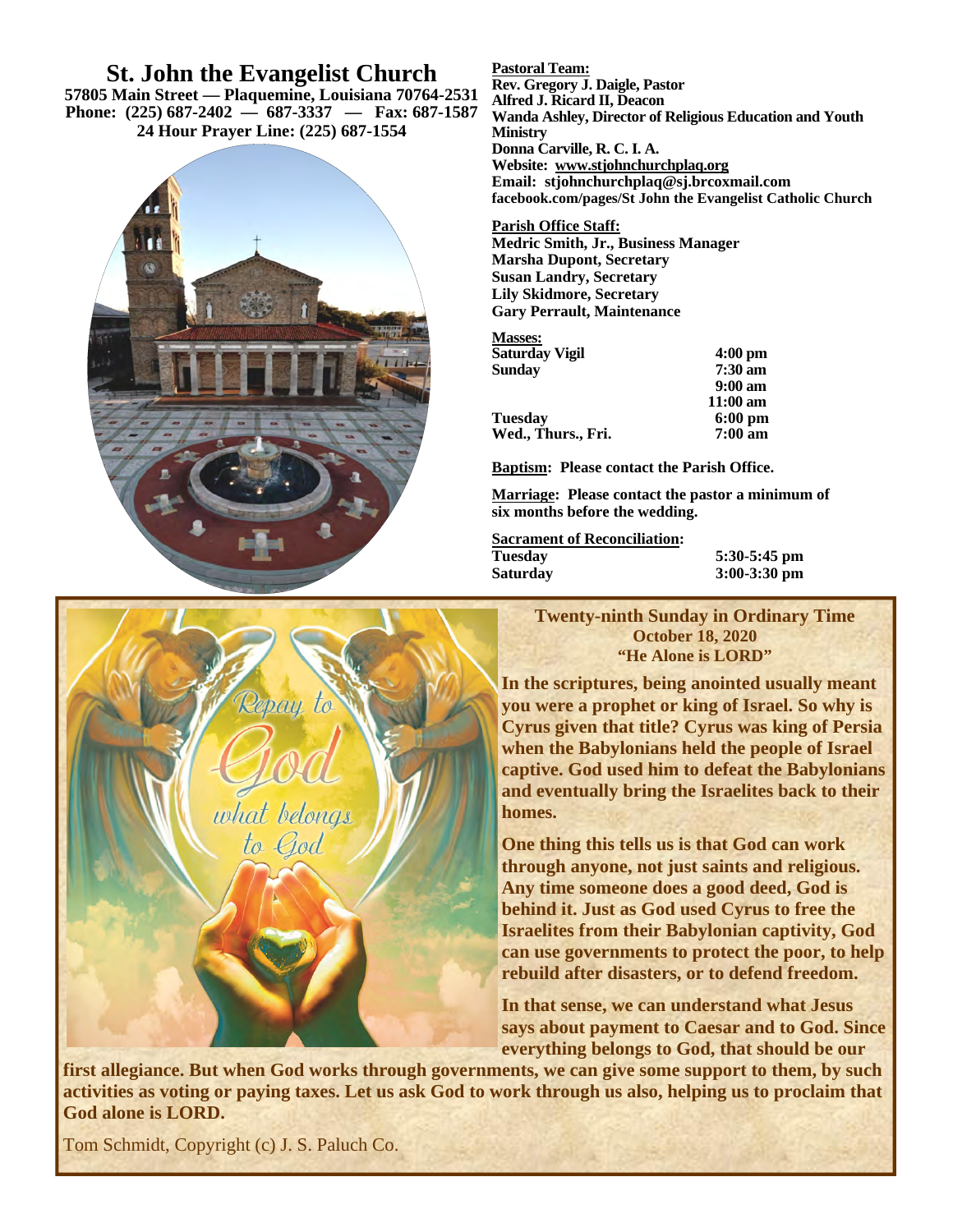# St. John the Evangelist Church

**57805 Main Street — Plaquemine, Louisiana 70764-2531**
**Phone: (225) 687-2402 — 687-3337 — Fax: 687-1587**
**24 Hour Prayer Line: (225) 687-1554**

**Pastoral Team:**
**Rev. Gregory J. Daigle, Pastor**
**Alfred J. Ricard II, Deacon**
**Wanda Ashley, Director of Religious Education and Youth Ministry**
**Donna Carville, R. C. I. A.**
**Website: www.stjohnchurchplaq.org**
**Email: stjohnchurchplaq@sj.brcoxmail.com**
**facebook.com/pages/St John the Evangelist Catholic Church**

**Parish Office Staff:**
**Medric Smith, Jr., Business Manager**
**Marsha Dupont, Secretary**
**Susan Landry, Secretary**
**Lily Skidmore, Secretary**
**Gary Perrault, Maintenance**

**Masses:**

| | |
|---|---|
| Saturday Vigil | 4:00 pm |
| Sunday | 7:30 am |
| | 9:00 am |
| | 11:00 am |
| Tuesday | 6:00 pm |
| Wed., Thurs., Fri. | 7:00 am |

**Baptism: Please contact the Parish Office.**

**Marriage: Please contact the pastor a minimum of six months before the wedding.**

**Sacrament of Reconciliation:**

| | |
|---|---|
| Tuesday | 5:30-5:45 pm |
| Saturday | 3:00-3:30 pm |

## Twenty-ninth Sunday in Ordinary Time
**October 18, 2020**
**"He Alone is LORD"**

**In the scriptures, being anointed usually meant you were a prophet or king of Israel. So why is Cyrus given that title? Cyrus was king of Persia when the Babylonians held the people of Israel captive. God used him to defeat the Babylonians and eventually bring the Israelites back to their homes.**

**One thing this tells us is that God can work through anyone, not just saints and religious. Any time someone does a good deed, God is behind it. Just as God used Cyrus to free the Israelites from their Babylonian captivity, God can use governments to protect the poor, to help rebuild after disasters, or to defend freedom.**

**In that sense, we can understand what Jesus says about payment to Caesar and to God. Since everything belongs to God, that should be our first allegiance. But when God works through governments, we can give some support to them, by such activities as voting or paying taxes. Let us ask God to work through us also, helping us to proclaim that God alone is LORD.**

Tom Schmidt, Copyright (c) J. S. Paluch Co.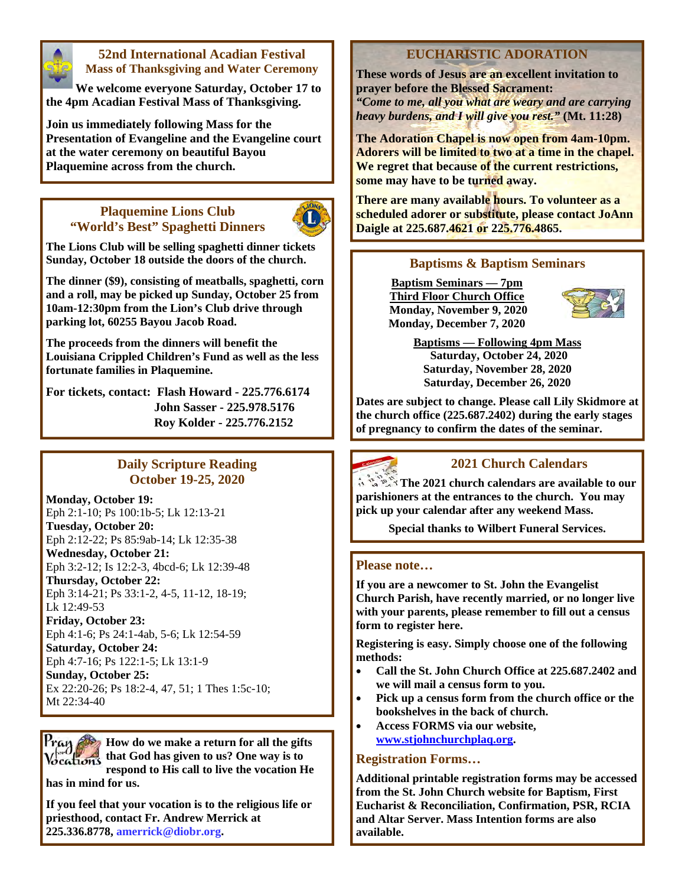## 52nd International Acadian Festival
### Mass of Thanksgiving and Water Ceremony

**We welcome everyone Saturday, October 17 to the 4pm Acadian Festival Mass of Thanksgiving.**

**Join us immediately following Mass for the Presentation of Evangeline and the Evangeline court at the water ceremony on beautiful Bayou Plaquemine across from the church.**

## Plaquemine Lions Club
### "World's Best" Spaghetti Dinners

**The Lions Club will be selling spaghetti dinner tickets Sunday, October 18 outside the doors of the church.**

**The dinner ($9), consisting of meatballs, spaghetti, corn and a roll, may be picked up Sunday, October 25 from 10am-12:30pm from the Lion's Club drive through parking lot, 60255 Bayou Jacob Road.**

**The proceeds from the dinners will benefit the Louisiana Crippled Children's Fund as well as the less fortunate families in Plaquemine.**

**For tickets, contact: Flash Howard - 225.776.6174**
**John Sasser - 225.978.5176**
**Roy Kolder - 225.776.2152**

## Daily Scripture Reading
### October 19-25, 2020

**Monday, October 19:**
Eph 2:1-10; Ps 100:1b-5; Lk 12:13-21
**Tuesday, October 20:**
Eph 2:12-22; Ps 85:9ab-14; Lk 12:35-38
**Wednesday, October 21:**
Eph 3:2-12; Is 12:2-3, 4bcd-6; Lk 12:39-48
**Thursday, October 22:**
Eph 3:14-21; Ps 33:1-2, 4-5, 11-12, 18-19; Lk 12:49-53
**Friday, October 23:**
Eph 4:1-6; Ps 24:1-4ab, 5-6; Lk 12:54-59
**Saturday, October 24:**
Eph 4:7-16; Ps 122:1-5; Lk 13:1-9
**Sunday, October 25:**
Ex 22:20-26; Ps 18:2-4, 47, 51; 1 Thes 1:5c-10; Mt 22:34-40

**How do we make a return for all the gifts that God has given to us? One way is to respond to His call to live the vocation He has in mind for us.**

**If you feel that your vocation is to the religious life or priesthood, contact Fr. Andrew Merrick at 225.336.8778, amerrick@diobr.org.**

## EUCHARISTIC ADORATION

**These words of Jesus are an excellent invitation to prayer before the Blessed Sacrament:**
***"Come to me, all you what are weary and are carrying heavy burdens, and I will give you rest."*** **(Mt. 11:28)**

**The Adoration Chapel is now open from 4am-10pm. Adorers will be limited to two at a time in the chapel. We regret that because of the current restrictions, some may have to be turned away.**

**There are many available hours. To volunteer as a scheduled adorer or substitute, please contact JoAnn Daigle at 225.687.4621 or 225.776.4865.**

## Baptisms & Baptism Seminars

**Baptism Seminars — 7pm**
**Third Floor Church Office**
**Monday, November 9, 2020**
**Monday, December 7, 2020**

**Baptisms — Following 4pm Mass**
**Saturday, October 24, 2020**
**Saturday, November 28, 2020**
**Saturday, December 26, 2020**

**Dates are subject to change. Please call Lily Skidmore at the church office (225.687.2402) during the early stages of pregnancy to confirm the dates of the seminar.**

## 2021 Church Calendars

**The 2021 church calendars are available to our parishioners at the entrances to the church. You may pick up your calendar after any weekend Mass.**

**Special thanks to Wilbert Funeral Services.**

## Please note…

**If you are a newcomer to St. John the Evangelist Church Parish, have recently married, or no longer live with your parents, please remember to fill out a census form to register here.**

**Registering is easy. Simply choose one of the following methods:**

- **Call the St. John Church Office at 225.687.2402 and we will mail a census form to you.**
- **Pick up a census form from the church office or the bookshelves in the back of church.**
- **Access FORMS via our website, www.stjohnchurchplaq.org.**

## Registration Forms…

**Additional printable registration forms may be accessed from the St. John Church website for Baptism, First Eucharist & Reconciliation, Confirmation, PSR, RCIA and Altar Server. Mass Intention forms are also available.**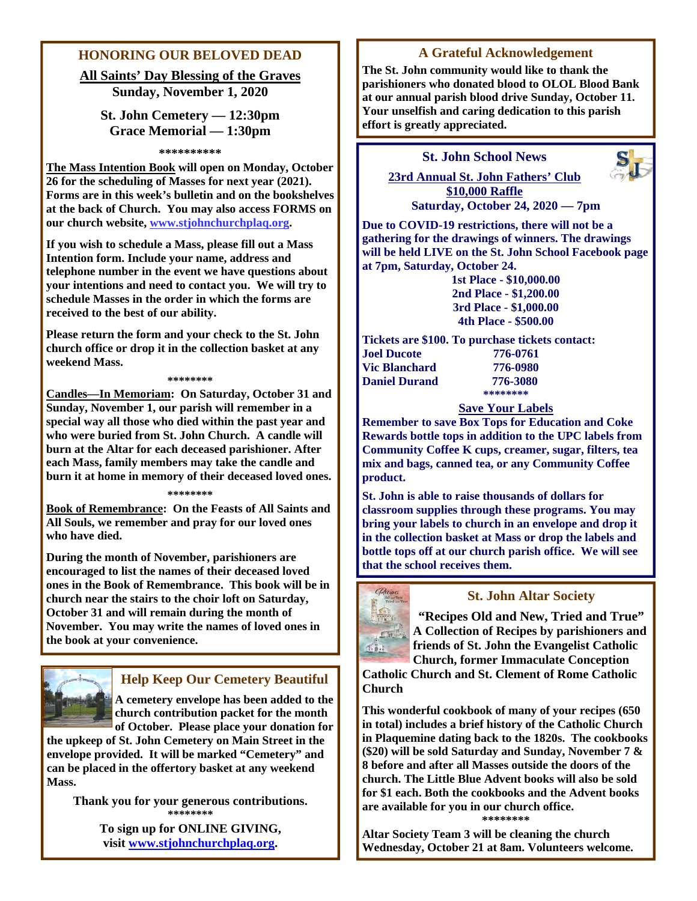## HONORING OUR BELOVED DEAD

**All Saints' Day Blessing of the Graves**
**Sunday, November 1, 2020**

**St. John Cemetery — 12:30pm**
**Grace Memorial — 1:30pm**

**********

**The Mass Intention Book will open on Monday, October 26 for the scheduling of Masses for next year (2021). Forms are in this week's bulletin and on the bookshelves at the back of Church. You may also access FORMS on our church website, www.stjohnchurchplaq.org.**

**If you wish to schedule a Mass, please fill out a Mass Intention form. Include your name, address and telephone number in the event we have questions about your intentions and need to contact you. We will try to schedule Masses in the order in which the forms are received to the best of our ability.**

**Please return the form and your check to the St. John church office or drop it in the collection basket at any weekend Mass.**

********

**Candles—In Memoriam: On Saturday, October 31 and Sunday, November 1, our parish will remember in a special way all those who died within the past year and who were buried from St. John Church. A candle will burn at the Altar for each deceased parishioner. After each Mass, family members may take the candle and burn it at home in memory of their deceased loved ones.**

********

**Book of Remembrance: On the Feasts of All Saints and All Souls, we remember and pray for our loved ones who have died.**

**During the month of November, parishioners are encouraged to list the names of their deceased loved ones in the Book of Remembrance. This book will be in church near the stairs to the choir loft on Saturday, October 31 and will remain during the month of November. You may write the names of loved ones in the book at your convenience.**

## Help Keep Our Cemetery Beautiful

**A cemetery envelope has been added to the church contribution packet for the month of October. Please place your donation for the upkeep of St. John Cemetery on Main Street in the envelope provided. It will be marked "Cemetery" and can be placed in the offertory basket at any weekend Mass.**

**Thank you for your generous contributions.**

********

**To sign up for ONLINE GIVING, visit www.stjohnchurchplaq.org.**

## A Grateful Acknowledgement

**The St. John community would like to thank the parishioners who donated blood to OLOL Blood Bank at our annual parish blood drive Sunday, October 11. Your unselfish and caring dedication to this parish effort is greatly appreciated.**

## St. John School News

**23rd Annual St. John Fathers' Club**
**$10,000 Raffle**
**Saturday, October 24, 2020 — 7pm**

**Due to COVID-19 restrictions, there will not be a gathering for the drawings of winners. The drawings will be held LIVE on the St. John School Facebook page at 7pm, Saturday, October 24.**

**1st Place - $10,000.00**
**2nd Place - $1,200.00**
**3rd Place - $1,000.00**
**4th Place - $500.00**

**Tickets are $100. To purchase tickets contact:**

| | |
|---|---|
| **Joel Ducote** | **776-0761** |
| **Vic Blanchard** | **776-0980** |
| **Daniel Durand** | **776-3080** |

********

**Save Your Labels**

**Remember to save Box Tops for Education and Coke Rewards bottle tops in addition to the UPC labels from Community Coffee K cups, creamer, sugar, filters, tea mix and bags, canned tea, or any Community Coffee product.**

**St. John is able to raise thousands of dollars for classroom supplies through these programs. You may bring your labels to church in an envelope and drop it in the collection basket at Mass or drop the labels and bottle tops off at our church parish office. We will see that the school receives them.**

## St. John Altar Society

**"Recipes Old and New, Tried and True" A Collection of Recipes by parishioners and friends of St. John the Evangelist Catholic Church, former Immaculate Conception Catholic Church and St. Clement of Rome Catholic Church**

**This wonderful cookbook of many of your recipes (650 in total) includes a brief history of the Catholic Church in Plaquemine dating back to the 1820s. The cookbooks ($20) will be sold Saturday and Sunday, November 7 & 8 before and after all Masses outside the doors of the church. The Little Blue Advent books will also be sold for $1 each. Both the cookbooks and the Advent books are available for you in our church office.**

********

**Altar Society Team 3 will be cleaning the church Wednesday, October 21 at 8am. Volunteers welcome.**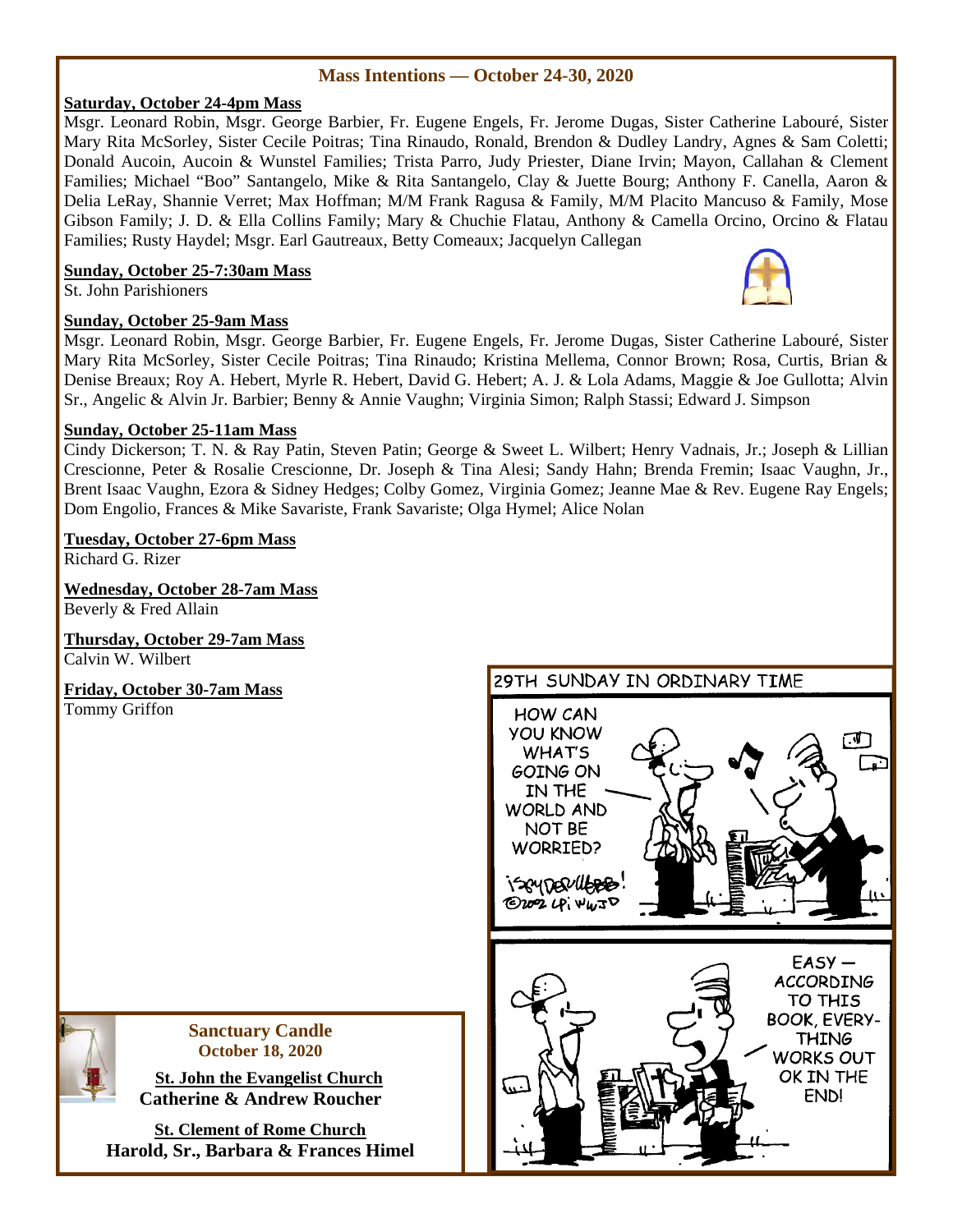## Mass Intentions — October 24-30, 2020

**Saturday, October 24-4pm Mass**

Msgr. Leonard Robin, Msgr. George Barbier, Fr. Eugene Engels, Fr. Jerome Dugas, Sister Catherine Labouré, Sister Mary Rita McSorley, Sister Cecile Poitras; Tina Rinaudo, Ronald, Brendon & Dudley Landry, Agnes & Sam Coletti; Donald Aucoin, Aucoin & Wunstel Families; Trista Parro, Judy Priester, Diane Irvin; Mayon, Callahan & Clement Families; Michael "Boo" Santangelo, Mike & Rita Santangelo, Clay & Juette Bourg; Anthony F. Canella, Aaron & Delia LeRay, Shannie Verret; Max Hoffman; M/M Frank Ragusa & Family, M/M Placito Mancuso & Family, Mose Gibson Family; J. D. & Ella Collins Family; Mary & Chuchie Flatau, Anthony & Camella Orcino, Orcino & Flatau Families; Rusty Haydel; Msgr. Earl Gautreaux, Betty Comeaux; Jacquelyn Callegan

**Sunday, October 25-7:30am Mass**

St. John Parishioners

**Sunday, October 25-9am Mass**

Msgr. Leonard Robin, Msgr. George Barbier, Fr. Eugene Engels, Fr. Jerome Dugas, Sister Catherine Labouré, Sister Mary Rita McSorley, Sister Cecile Poitras; Tina Rinaudo; Kristina Mellema, Connor Brown; Rosa, Curtis, Brian & Denise Breaux; Roy A. Hebert, Myrle R. Hebert, David G. Hebert; A. J. & Lola Adams, Maggie & Joe Gullotta; Alvin Sr., Angelic & Alvin Jr. Barbier; Benny & Annie Vaughn; Virginia Simon; Ralph Stassi; Edward J. Simpson

**Sunday, October 25-11am Mass**

Cindy Dickerson; T. N. & Ray Patin, Steven Patin; George & Sweet L. Wilbert; Henry Vadnais, Jr.; Joseph & Lillian Crescionne, Peter & Rosalie Crescionne, Dr. Joseph & Tina Alesi; Sandy Hahn; Brenda Fremin; Isaac Vaughn, Jr., Brent Isaac Vaughn, Ezora & Sidney Hedges; Colby Gomez, Virginia Gomez; Jeanne Mae & Rev. Eugene Ray Engels; Dom Engolio, Frances & Mike Savariste, Frank Savariste; Olga Hymel; Alice Nolan

**Tuesday, October 27-6pm Mass**

Richard G. Rizer

**Wednesday, October 28-7am Mass**

Beverly & Fred Allain

**Thursday, October 29-7am Mass**

Calvin W. Wilbert

**Friday, October 30-7am Mass**

Tommy Griffon

**Sanctuary Candle**
**October 18, 2020**

**St. John the Evangelist Church**
**Catherine & Andrew Roucher**

**St. Clement of Rome Church**
**Harold, Sr., Barbara & Frances Himel**

29TH SUNDAY IN ORDINARY TIME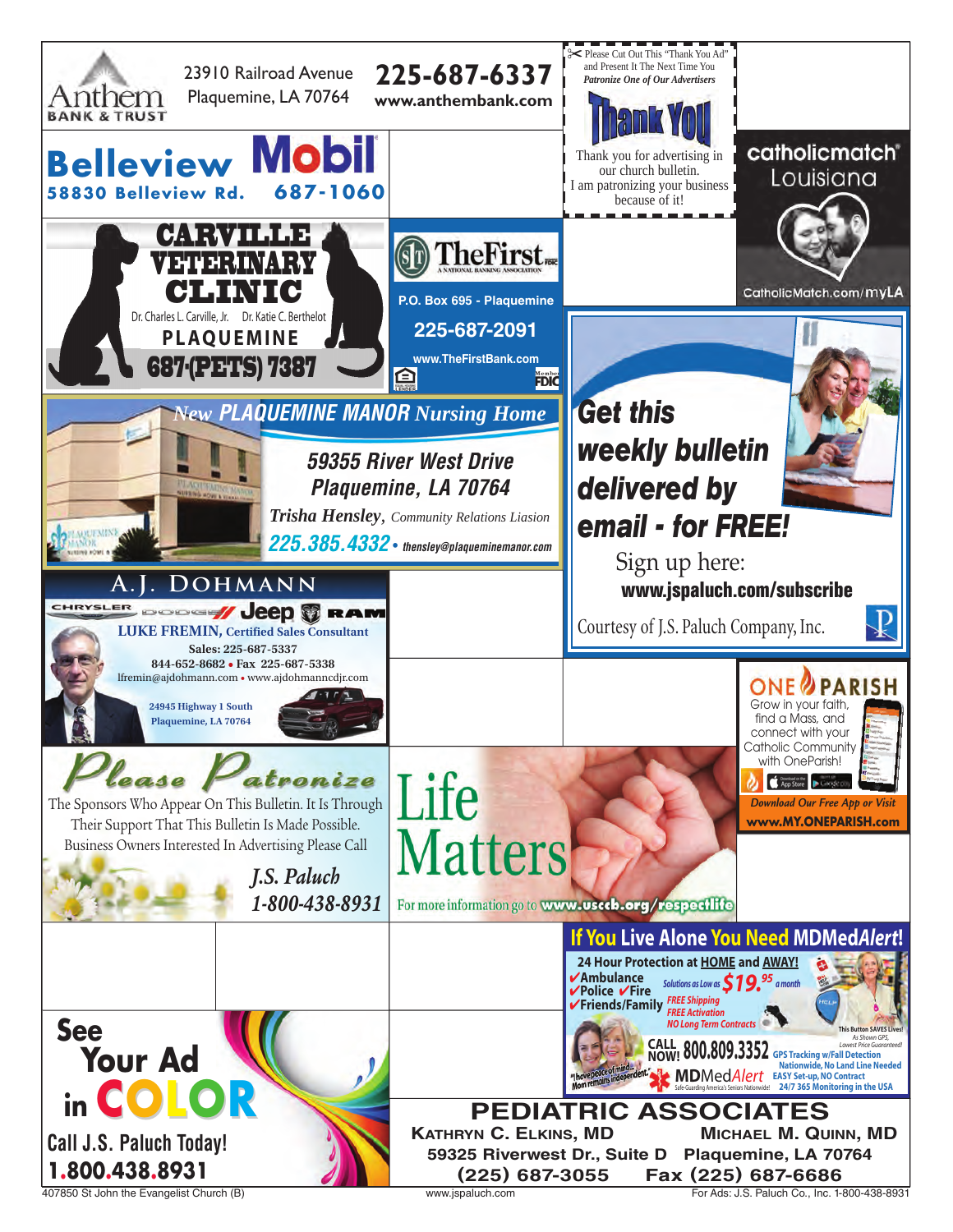**Anthem BANK & TRUST**

23910 Railroad Avenue
Plaquemine, LA 70764

**225-687-6337**
www.anthembank.com

Please Cut Out This "Thank You Ad" and Present It The Next Time You *Patronize One of Our Advertisers*

**Thank You**

Thank you for advertising in our church bulletin.
I am patronizing your business because of it!

**Belleview Mobil**
58830 Belleview Rd. 687-1060

**catholicmatch Louisiana**
CatholicMatch.com/myLA

**CARVILLE VETERINARY CLINIC**
Dr. Charles L. Carville, Jr. Dr. Katie C. Berthelot
PLAQUEMINE
687-(PETS) 7387

**TheFirst**
A NATIONAL BANKING ASSOCIATION
P.O. Box 695 - Plaquemine
225-687-2091
www.TheFirstBank.com

***Get this weekly bulletin delivered by email - for FREE!***

Sign up here:
**www.jspaluch.com/subscribe**

Courtesy of J.S. Paluch Company, Inc.

***New PLAQUEMINE MANOR Nursing Home***

*59355 River West Drive*
*Plaquemine, LA 70764*
*Trisha Hensley, Community Relations Liasion*
*225.385.4332 • thensley@plaqueminemanor.com*

**A.J. DOHMANN**
CHRYSLER DODGE Jeep RAM
**LUKE FREMIN, Certified Sales Consultant**
Sales: 225-687-5337
844-652-8682 • Fax 225-687-5338
lfremin@ajdohmann.com • www.ajdohmanncdjr.com
24945 Highway 1 South
Plaquemine, LA 70764

**ONE PARISH**
Grow in your faith, find a Mass, and connect with your Catholic Community with OneParish!
*Download Our Free App or Visit*
**www.MY.ONEPARISH.com**

***Please Patronize***

The Sponsors Who Appear On This Bulletin. It Is Through Their Support That This Bulletin Is Made Possible. Business Owners Interested In Advertising Please Call
*J.S. Paluch*
*1-800-438-8931*

**Life Matters**
For more information go to **www.usccb.org/respectlife**

**If You Live Alone You Need MDMedAlert!**

**24 Hour Protection at HOME and AWAY!**
✔Ambulance
✔Police ✔Fire
✔Friends/Family
Solutions as Low as $19.95 a month
FREE Shipping
FREE Activation
NO Long Term Contracts
This Button SAVES Lives!
As Shown GPS, Lowest Price Guaranteed!
"I have peace of mind... Mom remains independent."
CALL NOW! 800.809.3352
GPS Tracking w/Fall Detection
Nationwide, No Land Line Needed
EASY Set-up, NO Contract
24/7 365 Monitoring in the USA
MDMedAlert — Safe-Guarding America's Seniors Nationwide!

**See Your Ad in COLOR**
Call J.S. Paluch Today!
**1.800.438.8931**

**PEDIATRIC ASSOCIATES**
KATHRYN C. ELKINS, MD MICHAEL M. QUINN, MD
59325 Riverwest Dr., Suite D Plaquemine, LA 70764
(225) 687-3055 Fax (225) 687-6686

407850 St John the Evangelist Church (B) www.jspaluch.com For Ads: J.S. Paluch Co., Inc. 1-800-438-8931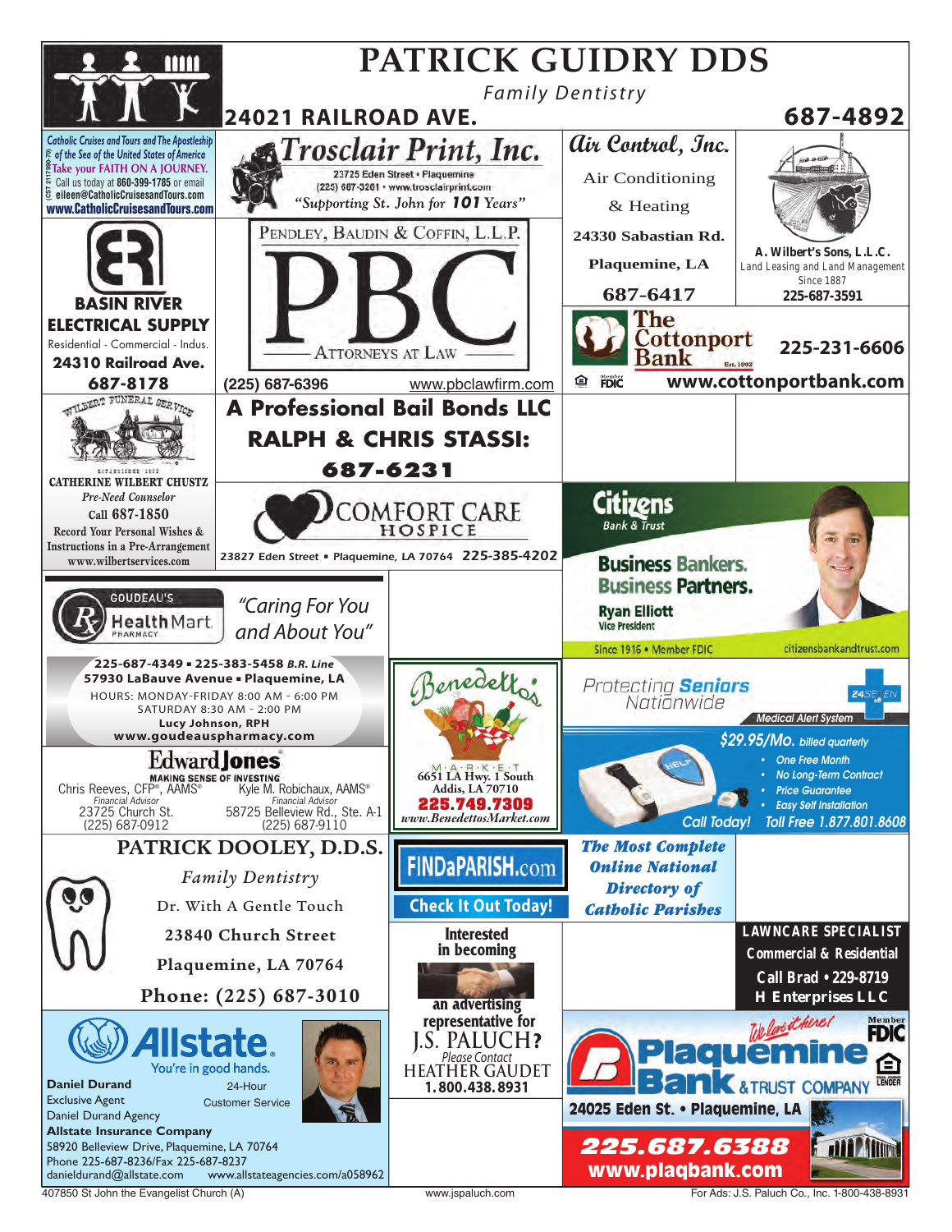# PATRICK GUIDRY DDS

*Family Dentistry*

**24021 RAILROAD AVE.** **687-4892**

---

*Catholic Cruises and Tours and The Apostleship of the Sea of the United States of America*
Take your FAITH ON A JOURNEY.
Call us today at 860-399-1785 or email eileen@CatholicCruisesandTours.com
www.CatholicCruisesandTours.com

---

## Trosclair Print, Inc.

23725 Eden Street • Plaquemine
(225) 687-3201 • www.trosclairprint.com
*"Supporting St. John for 101 Years"*

---

## Air Control, Inc.

Air Conditioning & Heating
24330 Sabastian Rd.
Plaquemine, LA
687-6417

---

**A. Wilbert's Sons, L.L.C.**
Land Leasing and Land Management
Since 1887
225-687-3591

---

**BASIN RIVER ELECTRICAL SUPPLY**
Residential - Commercial - Indus.
24310 Railroad Ave.
687-8178

---

PENDLEY, BAUDIN & COFFIN, L.L.P.
## PBC
ATTORNEYS AT LAW
(225) 687-6396 www.pbclawfirm.com

---

The Cottonport Bank Est. 1902
225-231-6606
Member FDIC
www.cottonportbank.com

---

WILBERT FUNERAL SERVICES
**CATHERINE WILBERT CHUSTZ**
*Pre-Need Counselor*
Call 687-1850
Record Your Personal Wishes & Instructions in a Pre-Arrangement
www.wilbertservices.com

---

**A Professional Bail Bonds LLC**
**RALPH & CHRIS STASSI:**
**687-6231**

---

COMFORT CARE HOSPICE
23827 Eden Street • Plaquemine, LA 70764 225-385-4202

---

**Citizens** Bank & Trust
**Business Bankers. Business Partners.**
Ryan Elliott
Vice President
Since 1916 • Member FDIC
citizensbankandtrust.com

---

GOUDEAU'S Health Mart PHARMACY
*"Caring For You and About You"*
225-687-4349 • 225-383-5458 *B.R. Line*
57930 LaBauve Avenue • Plaquemine, LA
HOURS: MONDAY-FRIDAY 8:00 AM - 6:00 PM
SATURDAY 8:30 AM - 2:00 PM
Lucy Johnson, RPH
www.goudeauspharmacy.com

---

Benedetto's MARKET
6651 LA Hwy. 1 South
Addis, LA 70710
225.749.7309
www.BenedettosMarket.com

---

Protecting **Seniors** Nationwide
24SEVEN Medical Alert System
$29.95/Mo. billed quarterly
- One Free Month
- No Long-Term Contract
- Price Guarantee
- Easy Self Installation

Call Today! Toll Free 1.877.801.8608

---

**Edward Jones**
MAKING SENSE OF INVESTING
Chris Reeves, CFP®, AAMS®
*Financial Advisor*
23725 Church St.
(225) 687-0912

Kyle M. Robichaux, AAMS®
*Financial Advisor*
58725 Belleview Rd., Ste. A-1
(225) 687-9110

---

## PATRICK DOOLEY, D.D.S.

*Family Dentistry*
Dr. With A Gentle Touch
23840 Church Street
Plaquemine, LA 70764
Phone: (225) 687-3010

---

FINDaPARISH.com
Check It Out Today!

*The Most Complete Online National Directory of Catholic Parishes*

---

Interested in becoming an advertising representative for J.S. PALUCH?
Please Contact
HEATHER GAUDET
1.800.438.8931

---

**LAWNCARE SPECIALIST**
Commercial & Residential
Call Brad • 229-8719
H Enterprises LLC

---

**Allstate**. You're in good hands.
**Daniel Durand**
Exclusive Agent
24-Hour Customer Service
Daniel Durand Agency
**Allstate Insurance Company**
58920 Belleview Drive, Plaquemine, LA 70764
Phone 225-687-8236/Fax 225-687-8237
danieldurand@allstate.com www.allstateagencies.com/a058962

---

*We love it here!*
**Plaquemine Bank** & TRUST COMPANY
Member FDIC
24025 Eden St. • Plaquemine, LA
**225.687.6388**
**www.plaqbank.com**

---

407850 St John the Evangelist Church (A) www.jspaluch.com For Ads: J.S. Paluch Co., Inc. 1-800-438-8931